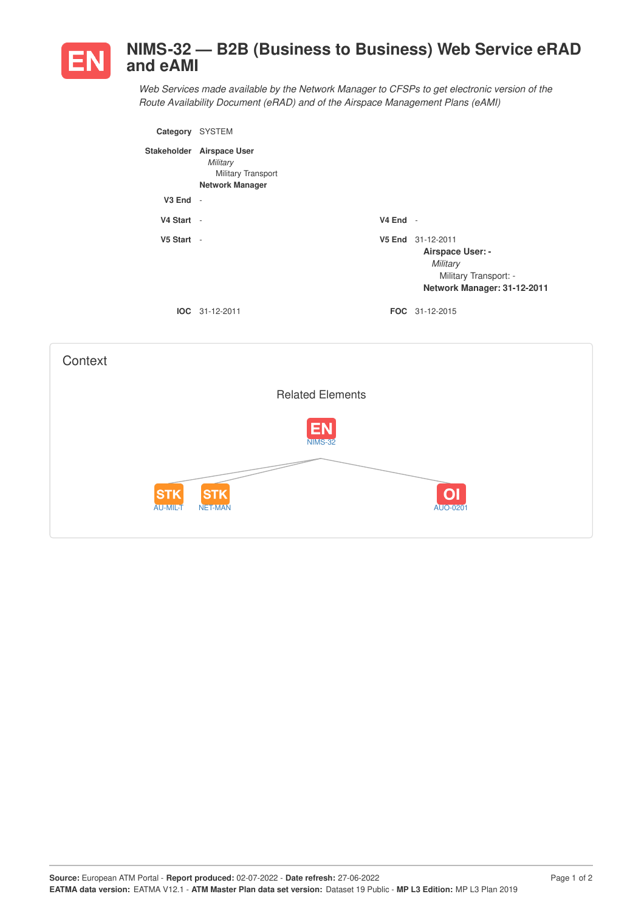# EN NIMS-32 — B2B (Business to Business) Web Service eRAD and eAMI

*Web Services made available by the Network Manager to CFSPs to get electronic version of the Route Availability Document (eRAD) and of the Airspace Management Plans (eAMI)*

**Category** SYSTEM

**Stakeholder** **Airspace User**
*Military*
Military Transport
**Network Manager**

**V3 End** -

**V4 Start** -

**V4 End** -

**V5 Start** -

**V5 End** 31-12-2011
**Airspace User: -**
*Military*
Military Transport: -
**Network Manager: 31-12-2011**

**IOC** 31-12-2011

**FOC** 31-12-2015

## Context

### Related Elements

EN NIMS-32

STK AU-MIL-T

STK NET-MAN

OI AUO-0201

**Source:** European ATM Portal - **Report produced:** 02-07-2022 - **Date refresh:** 27-06-2022
**EATMA data version:** EATMA V12.1 - **ATM Master Plan data set version:** Dataset 19 Public - **MP L3 Edition:** MP L3 Plan 2019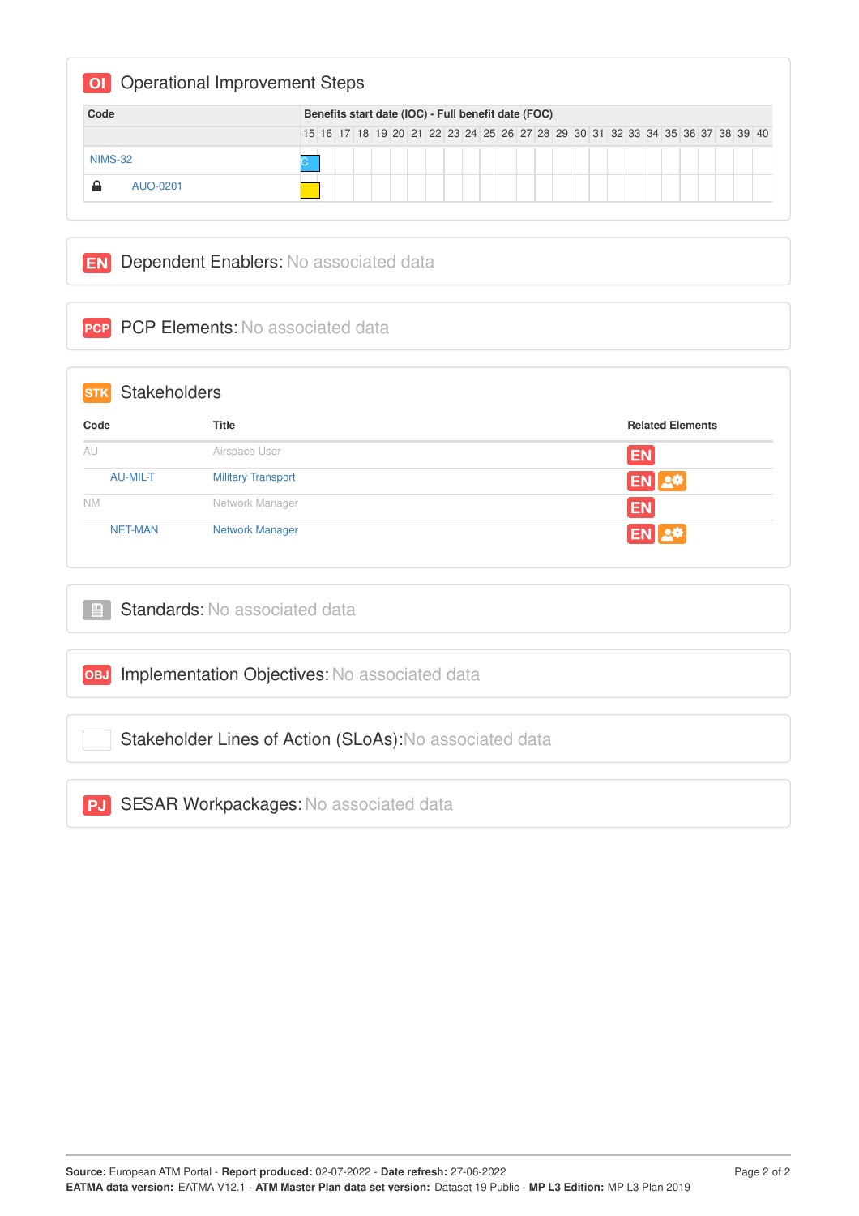## OI Operational Improvement Steps

| Code | Benefits start date (IOC) - Full benefit date (FOC) | | | | | | | | | | | | | | | | | | | | | | | | | |
|---|---|---|---|---|---|---|---|---|---|---|---|---|---|---|---|---|---|---|---|---|---|---|---|---|---|---|
| | 15 | 16 | 17 | 18 | 19 | 20 | 21 | 22 | 23 | 24 | 25 | 26 | 27 | 28 | 29 | 30 | 31 | 32 | 33 | 34 | 35 | 36 | 37 | 38 | 39 | 40 |
| NIMS-32 | C | | | | | | | | | | | | | | | | | | | | | | | | | |
| AUO-0201 | | | | | | | | | | | | | | | | | | | | | | | | | | |

## EN Dependent Enablers: No associated data

## PCP PCP Elements: No associated data

## STK Stakeholders

| Code | Title | Related Elements |
|---|---|---|
| AU | Airspace User | EN |
| AU-MIL-T | Military Transport | EN |
| NM | Network Manager | EN |
| NET-MAN | Network Manager | EN |

## Standards: No associated data

## OBJ Implementation Objectives: No associated data

## Stakeholder Lines of Action (SLoAs): No associated data

## PJ SESAR Workpackages: No associated data

**Source:** European ATM Portal - **Report produced:** 02-07-2022 - **Date refresh:** 27-06-2022
**EATMA data version:** EATMA V12.1 - **ATM Master Plan data set version:** Dataset 19 Public - **MP L3 Edition:** MP L3 Plan 2019